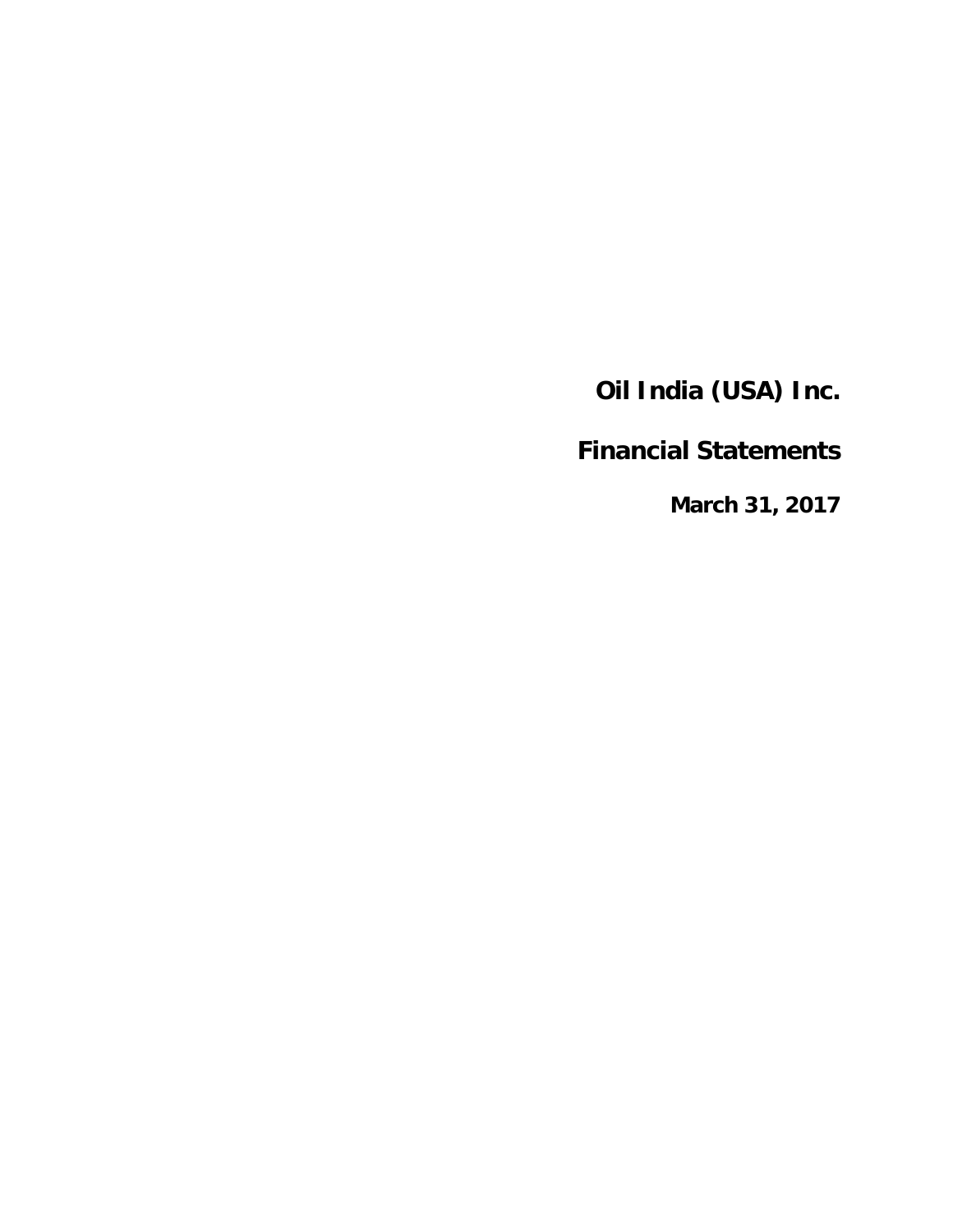# Oil India (USA) Inc.

# Financial Statements

**March 31, 2017**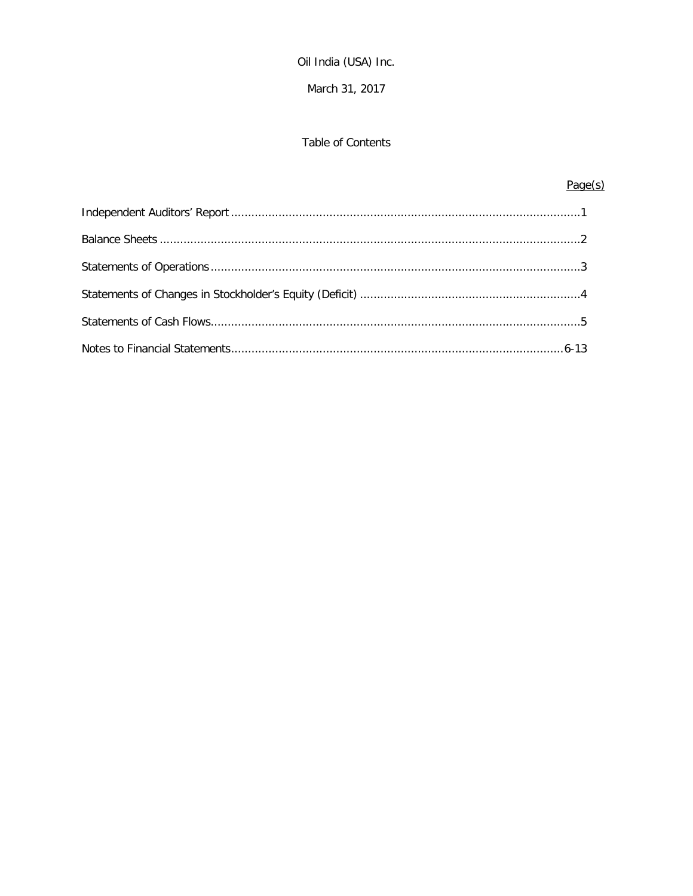Oil India (USA) Inc.

March 31, 2017

Table of Contents

| | Page(s) |
|---|---|
| Independent Auditors' Report | 1 |
| Balance Sheets | 2 |
| Statements of Operations | 3 |
| Statements of Changes in Stockholder's Equity (Deficit) | 4 |
| Statements of Cash Flows | 5 |
| Notes to Financial Statements | 6-13 |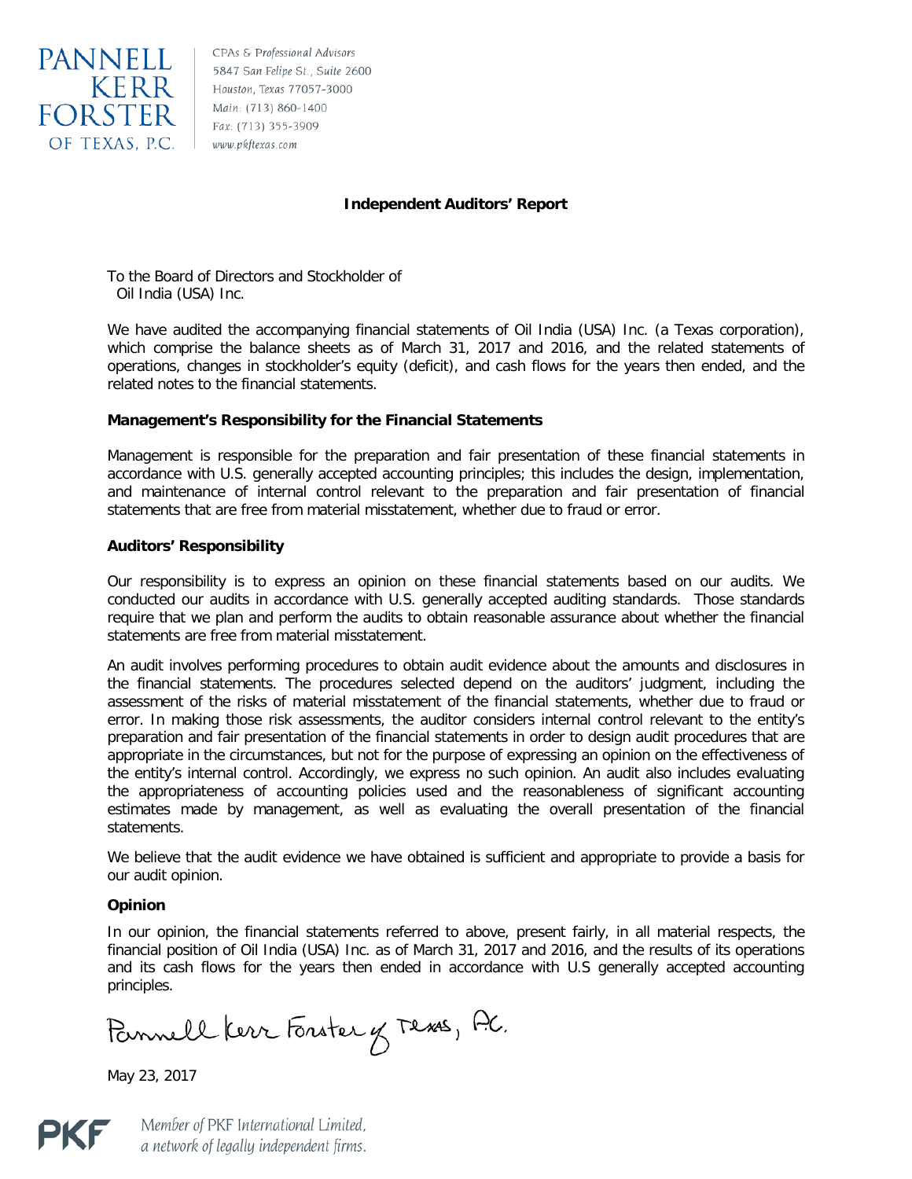PANNELL KERR FORSTER OF TEXAS, P.C.

CPAs & Professional Advisors
5847 San Felipe St., Suite 2600
Houston, Texas 77057-3000
Main: (713) 860-1400
Fax: (713) 355-3909
www.pkftexas.com

## Independent Auditors' Report

To the Board of Directors and Stockholder of
Oil India (USA) Inc.

We have audited the accompanying financial statements of Oil India (USA) Inc. (a Texas corporation), which comprise the balance sheets as of March 31, 2017 and 2016, and the related statements of operations, changes in stockholder's equity (deficit), and cash flows for the years then ended, and the related notes to the financial statements.

### Management's Responsibility for the Financial Statements

Management is responsible for the preparation and fair presentation of these financial statements in accordance with U.S. generally accepted accounting principles; this includes the design, implementation, and maintenance of internal control relevant to the preparation and fair presentation of financial statements that are free from material misstatement, whether due to fraud or error.

### Auditors' Responsibility

Our responsibility is to express an opinion on these financial statements based on our audits. We conducted our audits in accordance with U.S. generally accepted auditing standards. Those standards require that we plan and perform the audits to obtain reasonable assurance about whether the financial statements are free from material misstatement.

An audit involves performing procedures to obtain audit evidence about the amounts and disclosures in the financial statements. The procedures selected depend on the auditors' judgment, including the assessment of the risks of material misstatement of the financial statements, whether due to fraud or error. In making those risk assessments, the auditor considers internal control relevant to the entity's preparation and fair presentation of the financial statements in order to design audit procedures that are appropriate in the circumstances, but not for the purpose of expressing an opinion on the effectiveness of the entity's internal control. Accordingly, we express no such opinion. An audit also includes evaluating the appropriateness of accounting policies used and the reasonableness of significant accounting estimates made by management, as well as evaluating the overall presentation of the financial statements.

We believe that the audit evidence we have obtained is sufficient and appropriate to provide a basis for our audit opinion.

### Opinion

In our opinion, the financial statements referred to above, present fairly, in all material respects, the financial position of Oil India (USA) Inc. as of March 31, 2017 and 2016, and the results of its operations and its cash flows for the years then ended in accordance with U.S generally accepted accounting principles.

Pannell Kerr Forster of Texas, P.C.

May 23, 2017

PKF Member of PKF International Limited, a network of legally independent firms.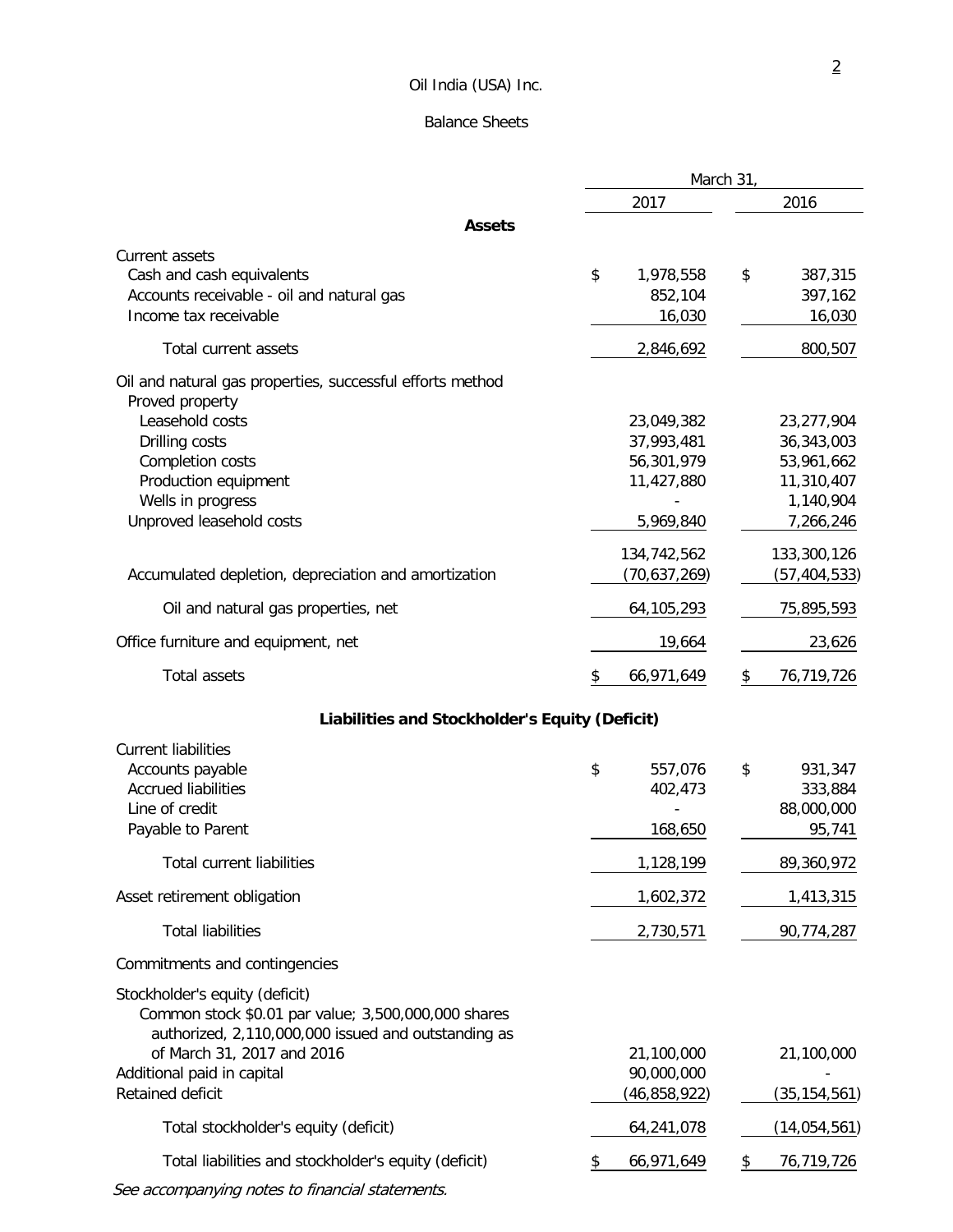Oil India (USA) Inc.

Balance Sheets

| | March 31, 2017 | March 31, 2016 |
|---|---|---|
| **Assets** | | |
| Current assets | | |
| Cash and cash equivalents | $ 1,978,558 | $ 387,315 |
| Accounts receivable - oil and natural gas | 852,104 | 397,162 |
| Income tax receivable | 16,030 | 16,030 |
| Total current assets | 2,846,692 | 800,507 |
| Oil and natural gas properties, successful efforts method | | |
| Proved property | | |
| Leasehold costs | 23,049,382 | 23,277,904 |
| Drilling costs | 37,993,481 | 36,343,003 |
| Completion costs | 56,301,979 | 53,961,662 |
| Production equipment | 11,427,880 | 11,310,407 |
| Wells in progress | - | 1,140,904 |
| Unproved leasehold costs | 5,969,840 | 7,266,246 |
| | 134,742,562 | 133,300,126 |
| Accumulated depletion, depreciation and amortization | (70,637,269) | (57,404,533) |
| Oil and natural gas properties, net | 64,105,293 | 75,895,593 |
| Office furniture and equipment, net | 19,664 | 23,626 |
| Total assets | $ 66,971,649 | $ 76,719,726 |
| **Liabilities and Stockholder's Equity (Deficit)** | | |
| Current liabilities | | |
| Accounts payable | $ 557,076 | $ 931,347 |
| Accrued liabilities | 402,473 | 333,884 |
| Line of credit | - | 88,000,000 |
| Payable to Parent | 168,650 | 95,741 |
| Total current liabilities | 1,128,199 | 89,360,972 |
| Asset retirement obligation | 1,602,372 | 1,413,315 |
| Total liabilities | 2,730,571 | 90,774,287 |
| Commitments and contingencies | | |
| Stockholder's equity (deficit) | | |
| Common stock $0.01 par value; 3,500,000,000 shares authorized, 2,110,000,000 issued and outstanding as of March 31, 2017 and 2016 | 21,100,000 | 21,100,000 |
| Additional paid in capital | 90,000,000 | - |
| Retained deficit | (46,858,922) | (35,154,561) |
| Total stockholder's equity (deficit) | 64,241,078 | (14,054,561) |
| Total liabilities and stockholder's equity (deficit) | $ 66,971,649 | $ 76,719,726 |

*See accompanying notes to financial statements.*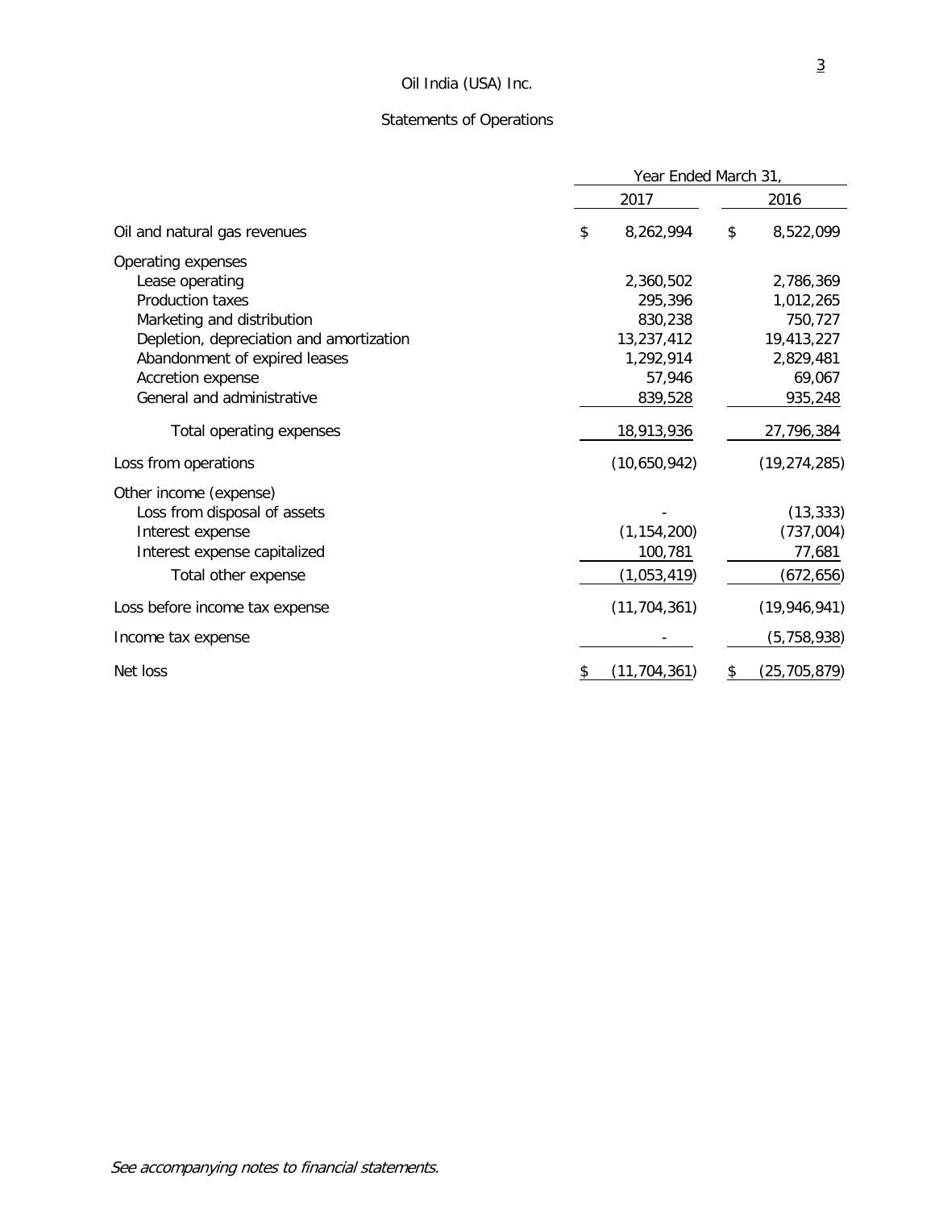# Oil India (USA) Inc.

## Statements of Operations

| | Year Ended March 31, | |
|---|---|---|
| | 2017 | 2016 |
| Oil and natural gas revenues | $ 8,262,994 | $ 8,522,099 |
| Operating expenses | | |
| Lease operating | 2,360,502 | 2,786,369 |
| Production taxes | 295,396 | 1,012,265 |
| Marketing and distribution | 830,238 | 750,727 |
| Depletion, depreciation and amortization | 13,237,412 | 19,413,227 |
| Abandonment of expired leases | 1,292,914 | 2,829,481 |
| Accretion expense | 57,946 | 69,067 |
| General and administrative | 839,528 | 935,248 |
| Total operating expenses | 18,913,936 | 27,796,384 |
| Loss from operations | (10,650,942) | (19,274,285) |
| Other income (expense) | | |
| Loss from disposal of assets | - | (13,333) |
| Interest expense | (1,154,200) | (737,004) |
| Interest expense capitalized | 100,781 | 77,681 |
| Total other expense | (1,053,419) | (672,656) |
| Loss before income tax expense | (11,704,361) | (19,946,941) |
| Income tax expense | - | (5,758,938) |
| Net loss | $ (11,704,361) | $ (25,705,879) |

*See accompanying notes to financial statements.*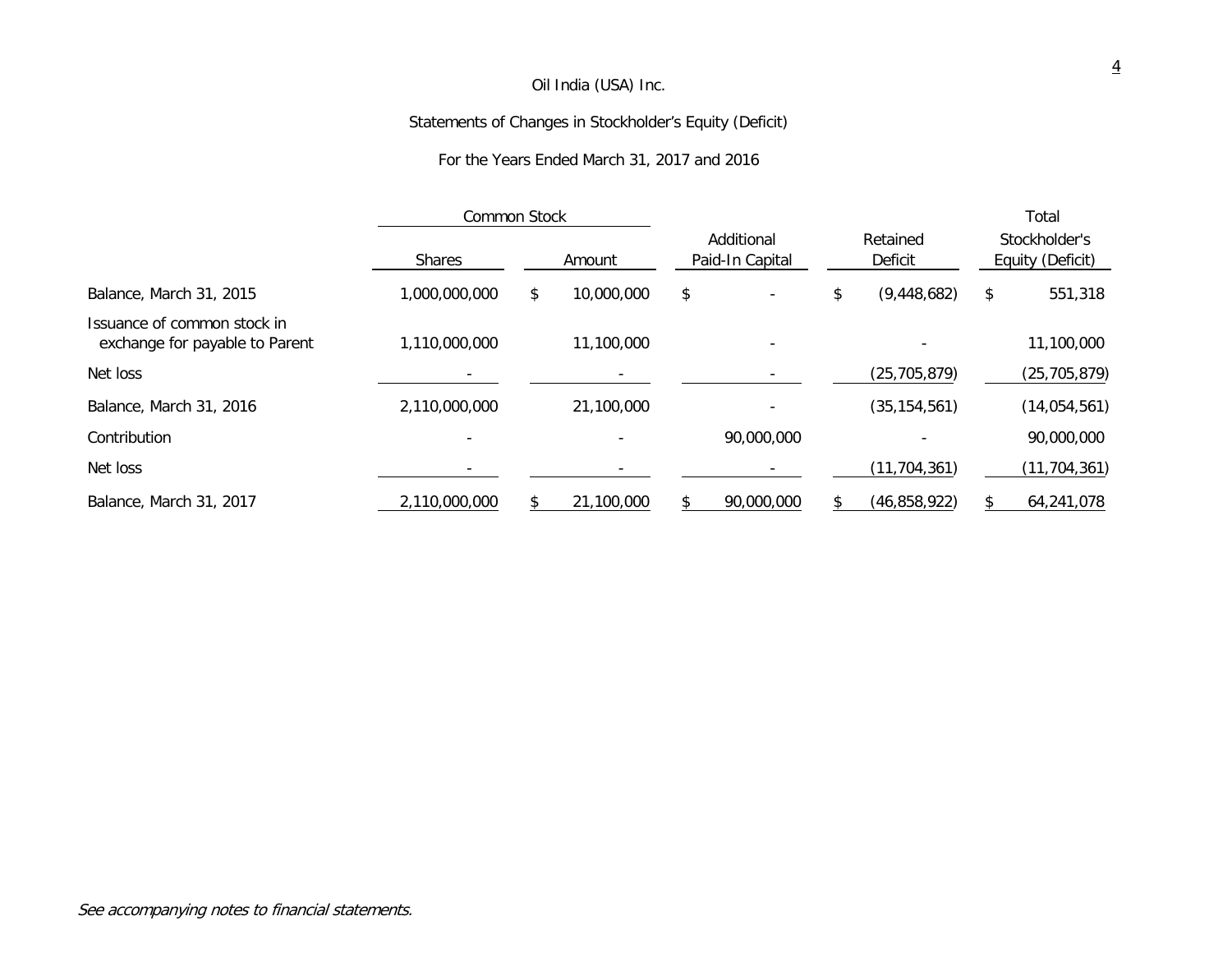Oil India (USA) Inc.

Statements of Changes in Stockholder’s Equity (Deficit)

For the Years Ended March 31, 2017 and 2016

| | Common Stock | | | | |
|---|---|---|---|---|---|
| | Shares | Amount | Additional Paid-In Capital | Retained Deficit | Total Stockholder's Equity (Deficit) |
| Balance, March 31, 2015 | 1,000,000,000 | $ 10,000,000 | $ - | $ (9,448,682) | $ 551,318 |
| Issuance of common stock in exchange for payable to Parent | 1,110,000,000 | 11,100,000 | - | - | 11,100,000 |
| Net loss | - | - | - | (25,705,879) | (25,705,879) |
| Balance, March 31, 2016 | 2,110,000,000 | 21,100,000 | - | (35,154,561) | (14,054,561) |
| Contribution | - | - | 90,000,000 | - | 90,000,000 |
| Net loss | - | - | - | (11,704,361) | (11,704,361) |
| Balance, March 31, 2017 | 2,110,000,000 | $ 21,100,000 | $ 90,000,000 | $ (46,858,922) | $ 64,241,078 |

*See accompanying notes to financial statements.*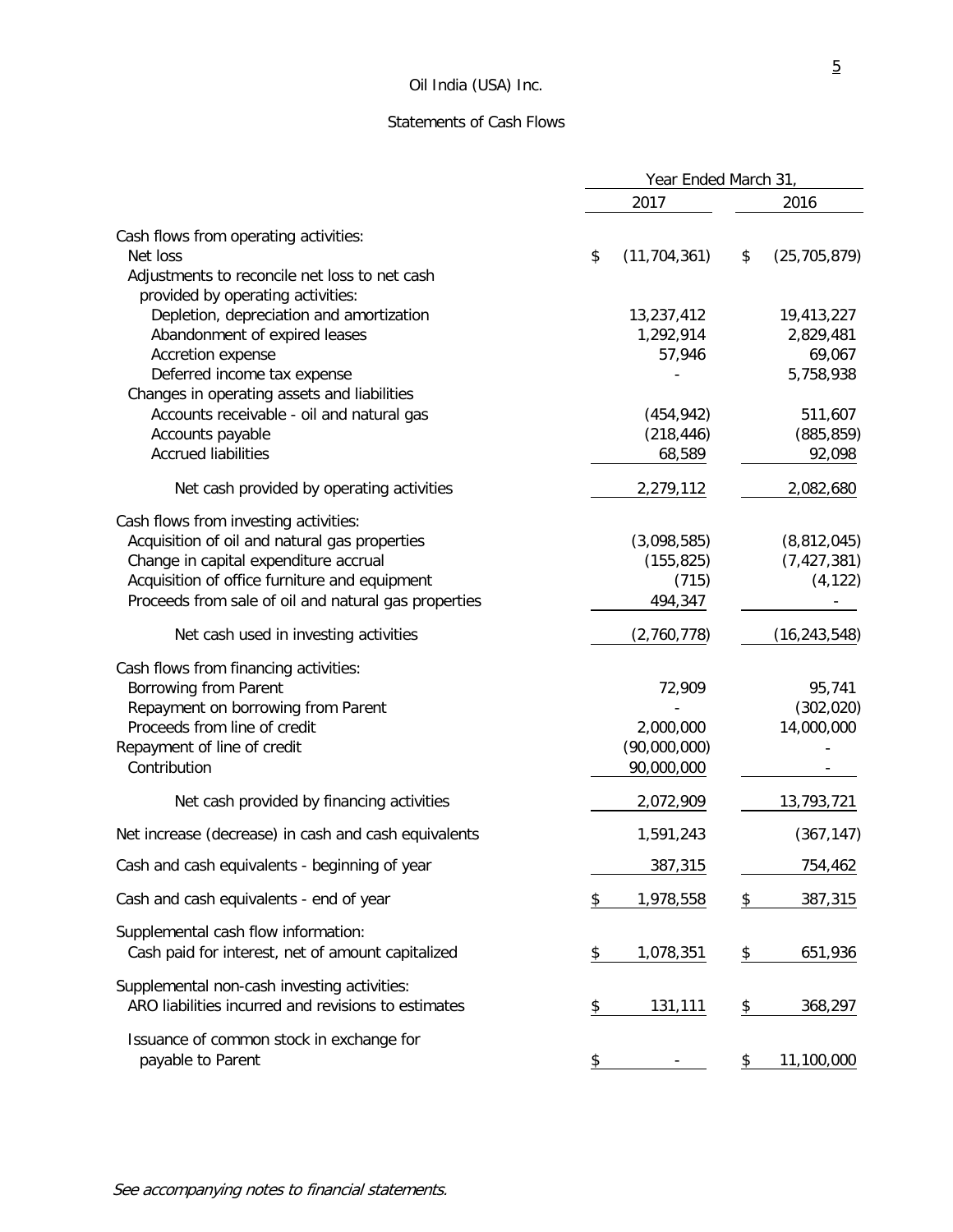# Oil India (USA) Inc.

## Statements of Cash Flows

| | Year Ended March 31, | |
|---|---|---|
| | 2017 | 2016 |
| Cash flows from operating activities: | | |
| Net loss | $ (11,704,361) | $ (25,705,879) |
| Adjustments to reconcile net loss to net cash provided by operating activities: | | |
| Depletion, depreciation and amortization | 13,237,412 | 19,413,227 |
| Abandonment of expired leases | 1,292,914 | 2,829,481 |
| Accretion expense | 57,946 | 69,067 |
| Deferred income tax expense | - | 5,758,938 |
| Changes in operating assets and liabilities | | |
| Accounts receivable - oil and natural gas | (454,942) | 511,607 |
| Accounts payable | (218,446) | (885,859) |
| Accrued liabilities | 68,589 | 92,098 |
| Net cash provided by operating activities | 2,279,112 | 2,082,680 |
| Cash flows from investing activities: | | |
| Acquisition of oil and natural gas properties | (3,098,585) | (8,812,045) |
| Change in capital expenditure accrual | (155,825) | (7,427,381) |
| Acquisition of office furniture and equipment | (715) | (4,122) |
| Proceeds from sale of oil and natural gas properties | 494,347 | - |
| Net cash used in investing activities | (2,760,778) | (16,243,548) |
| Cash flows from financing activities: | | |
| Borrowing from Parent | 72,909 | 95,741 |
| Repayment on borrowing from Parent | - | (302,020) |
| Proceeds from line of credit | 2,000,000 | 14,000,000 |
| Repayment of line of credit | (90,000,000) | - |
| Contribution | 90,000,000 | - |
| Net cash provided by financing activities | 2,072,909 | 13,793,721 |
| Net increase (decrease) in cash and cash equivalents | 1,591,243 | (367,147) |
| Cash and cash equivalents - beginning of year | 387,315 | 754,462 |
| Cash and cash equivalents - end of year | $ 1,978,558 | $ 387,315 |
| Supplemental cash flow information: | | |
| Cash paid for interest, net of amount capitalized | $ 1,078,351 | $ 651,936 |
| Supplemental non-cash investing activities: | | |
| ARO liabilities incurred and revisions to estimates | $ 131,111 | $ 368,297 |
| Issuance of common stock in exchange for payable to Parent | $ - | $ 11,100,000 |

*See accompanying notes to financial statements.*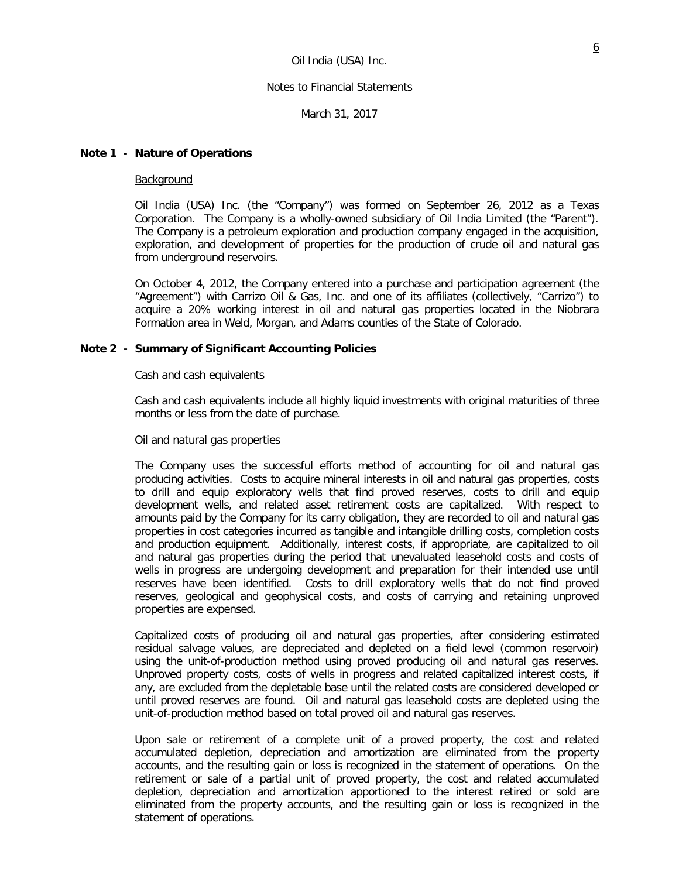Oil India (USA) Inc.

Notes to Financial Statements

March 31, 2017

## Note 1 - Nature of Operations

Background

Oil India (USA) Inc. (the "Company") was formed on September 26, 2012 as a Texas Corporation. The Company is a wholly-owned subsidiary of Oil India Limited (the "Parent"). The Company is a petroleum exploration and production company engaged in the acquisition, exploration, and development of properties for the production of crude oil and natural gas from underground reservoirs.

On October 4, 2012, the Company entered into a purchase and participation agreement (the "Agreement") with Carrizo Oil & Gas, Inc. and one of its affiliates (collectively, "Carrizo") to acquire a 20% working interest in oil and natural gas properties located in the Niobrara Formation area in Weld, Morgan, and Adams counties of the State of Colorado.

## Note 2 - Summary of Significant Accounting Policies

Cash and cash equivalents

Cash and cash equivalents include all highly liquid investments with original maturities of three months or less from the date of purchase.

Oil and natural gas properties

The Company uses the successful efforts method of accounting for oil and natural gas producing activities. Costs to acquire mineral interests in oil and natural gas properties, costs to drill and equip exploratory wells that find proved reserves, costs to drill and equip development wells, and related asset retirement costs are capitalized. With respect to amounts paid by the Company for its carry obligation, they are recorded to oil and natural gas properties in cost categories incurred as tangible and intangible drilling costs, completion costs and production equipment. Additionally, interest costs, if appropriate, are capitalized to oil and natural gas properties during the period that unevaluated leasehold costs and costs of wells in progress are undergoing development and preparation for their intended use until reserves have been identified. Costs to drill exploratory wells that do not find proved reserves, geological and geophysical costs, and costs of carrying and retaining unproved properties are expensed.

Capitalized costs of producing oil and natural gas properties, after considering estimated residual salvage values, are depreciated and depleted on a field level (common reservoir) using the unit-of-production method using proved producing oil and natural gas reserves. Unproved property costs, costs of wells in progress and related capitalized interest costs, if any, are excluded from the depletable base until the related costs are considered developed or until proved reserves are found. Oil and natural gas leasehold costs are depleted using the unit-of-production method based on total proved oil and natural gas reserves.

Upon sale or retirement of a complete unit of a proved property, the cost and related accumulated depletion, depreciation and amortization are eliminated from the property accounts, and the resulting gain or loss is recognized in the statement of operations. On the retirement or sale of a partial unit of proved property, the cost and related accumulated depletion, depreciation and amortization apportioned to the interest retired or sold are eliminated from the property accounts, and the resulting gain or loss is recognized in the statement of operations.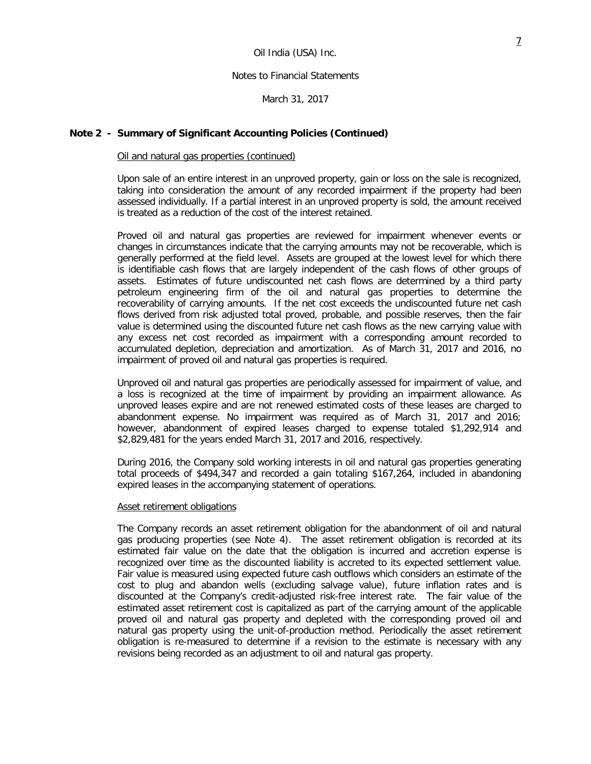## Note 2 - Summary of Significant Accounting Policies (Continued)

Oil and natural gas properties (continued)

Upon sale of an entire interest in an unproved property, gain or loss on the sale is recognized, taking into consideration the amount of any recorded impairment if the property had been assessed individually. If a partial interest in an unproved property is sold, the amount received is treated as a reduction of the cost of the interest retained.

Proved oil and natural gas properties are reviewed for impairment whenever events or changes in circumstances indicate that the carrying amounts may not be recoverable, which is generally performed at the field level. Assets are grouped at the lowest level for which there is identifiable cash flows that are largely independent of the cash flows of other groups of assets. Estimates of future undiscounted net cash flows are determined by a third party petroleum engineering firm of the oil and natural gas properties to determine the recoverability of carrying amounts. If the net cost exceeds the undiscounted future net cash flows derived from risk adjusted total proved, probable, and possible reserves, then the fair value is determined using the discounted future net cash flows as the new carrying value with any excess net cost recorded as impairment with a corresponding amount recorded to accumulated depletion, depreciation and amortization. As of March 31, 2017 and 2016, no impairment of proved oil and natural gas properties is required.

Unproved oil and natural gas properties are periodically assessed for impairment of value, and a loss is recognized at the time of impairment by providing an impairment allowance. As unproved leases expire and are not renewed estimated costs of these leases are charged to abandonment expense. No impairment was required as of March 31, 2017 and 2016; however, abandonment of expired leases charged to expense totaled $1,292,914 and $2,829,481 for the years ended March 31, 2017 and 2016, respectively.

During 2016, the Company sold working interests in oil and natural gas properties generating total proceeds of $494,347 and recorded a gain totaling $167,264, included in abandoning expired leases in the accompanying statement of operations.

Asset retirement obligations

The Company records an asset retirement obligation for the abandonment of oil and natural gas producing properties (see Note 4). The asset retirement obligation is recorded at its estimated fair value on the date that the obligation is incurred and accretion expense is recognized over time as the discounted liability is accreted to its expected settlement value. Fair value is measured using expected future cash outflows which considers an estimate of the cost to plug and abandon wells (excluding salvage value), future inflation rates and is discounted at the Company's credit-adjusted risk-free interest rate. The fair value of the estimated asset retirement cost is capitalized as part of the carrying amount of the applicable proved oil and natural gas property and depleted with the corresponding proved oil and natural gas property using the unit-of-production method. Periodically the asset retirement obligation is re-measured to determine if a revision to the estimate is necessary with any revisions being recorded as an adjustment to oil and natural gas property.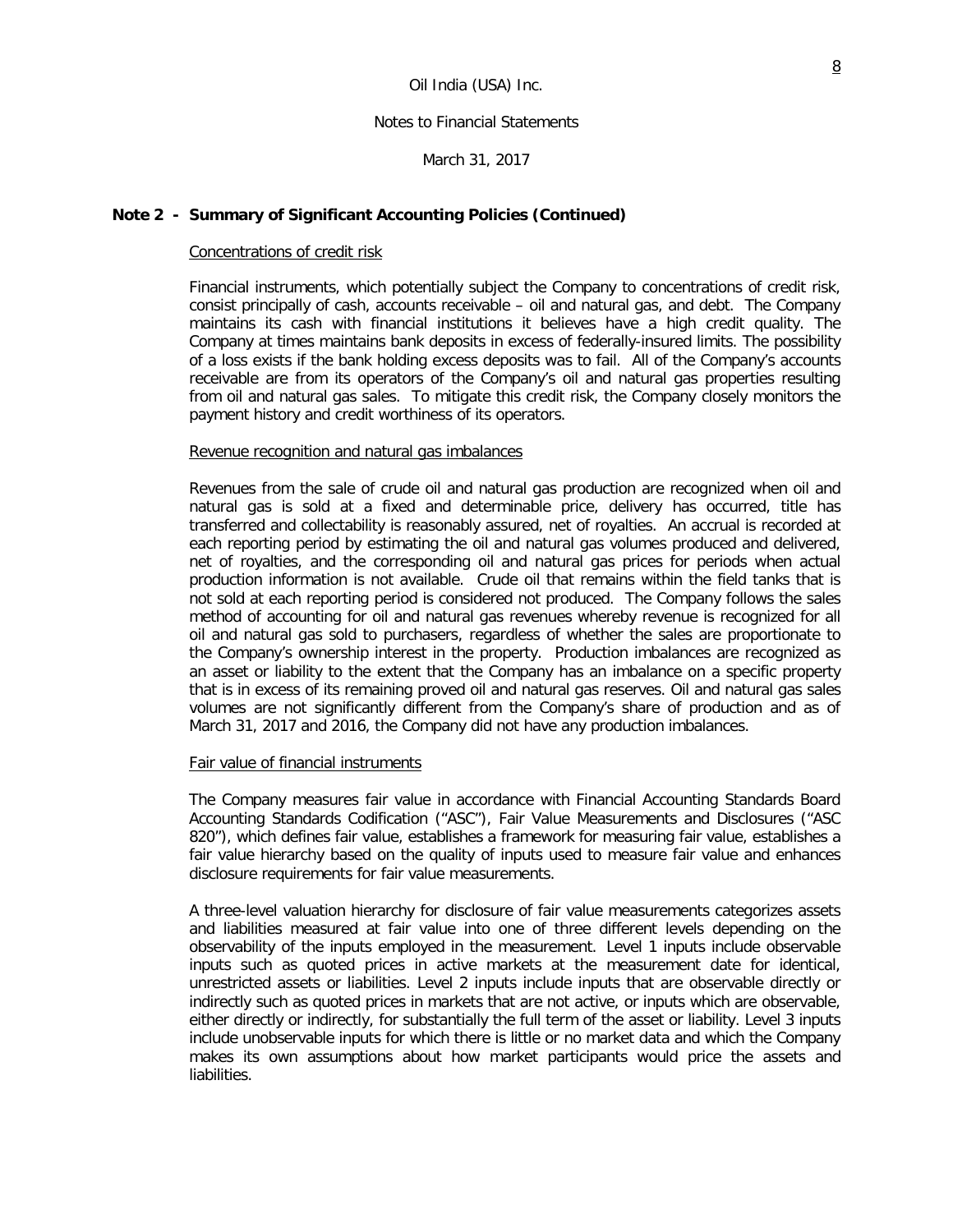### Note 2 - Summary of Significant Accounting Policies (Continued)

Concentrations of credit risk

Financial instruments, which potentially subject the Company to concentrations of credit risk, consist principally of cash, accounts receivable – oil and natural gas, and debt. The Company maintains its cash with financial institutions it believes have a high credit quality. The Company at times maintains bank deposits in excess of federally-insured limits. The possibility of a loss exists if the bank holding excess deposits was to fail. All of the Company's accounts receivable are from its operators of the Company's oil and natural gas properties resulting from oil and natural gas sales. To mitigate this credit risk, the Company closely monitors the payment history and credit worthiness of its operators.

Revenue recognition and natural gas imbalances

Revenues from the sale of crude oil and natural gas production are recognized when oil and natural gas is sold at a fixed and determinable price, delivery has occurred, title has transferred and collectability is reasonably assured, net of royalties. An accrual is recorded at each reporting period by estimating the oil and natural gas volumes produced and delivered, net of royalties, and the corresponding oil and natural gas prices for periods when actual production information is not available. Crude oil that remains within the field tanks that is not sold at each reporting period is considered not produced. The Company follows the sales method of accounting for oil and natural gas revenues whereby revenue is recognized for all oil and natural gas sold to purchasers, regardless of whether the sales are proportionate to the Company's ownership interest in the property. Production imbalances are recognized as an asset or liability to the extent that the Company has an imbalance on a specific property that is in excess of its remaining proved oil and natural gas reserves. Oil and natural gas sales volumes are not significantly different from the Company's share of production and as of March 31, 2017 and 2016, the Company did not have any production imbalances.

Fair value of financial instruments

The Company measures fair value in accordance with Financial Accounting Standards Board Accounting Standards Codification ("ASC"), Fair Value Measurements and Disclosures ("ASC 820"), which defines fair value, establishes a framework for measuring fair value, establishes a fair value hierarchy based on the quality of inputs used to measure fair value and enhances disclosure requirements for fair value measurements.

A three-level valuation hierarchy for disclosure of fair value measurements categorizes assets and liabilities measured at fair value into one of three different levels depending on the observability of the inputs employed in the measurement. Level 1 inputs include observable inputs such as quoted prices in active markets at the measurement date for identical, unrestricted assets or liabilities. Level 2 inputs include inputs that are observable directly or indirectly such as quoted prices in markets that are not active, or inputs which are observable, either directly or indirectly, for substantially the full term of the asset or liability. Level 3 inputs include unobservable inputs for which there is little or no market data and which the Company makes its own assumptions about how market participants would price the assets and liabilities.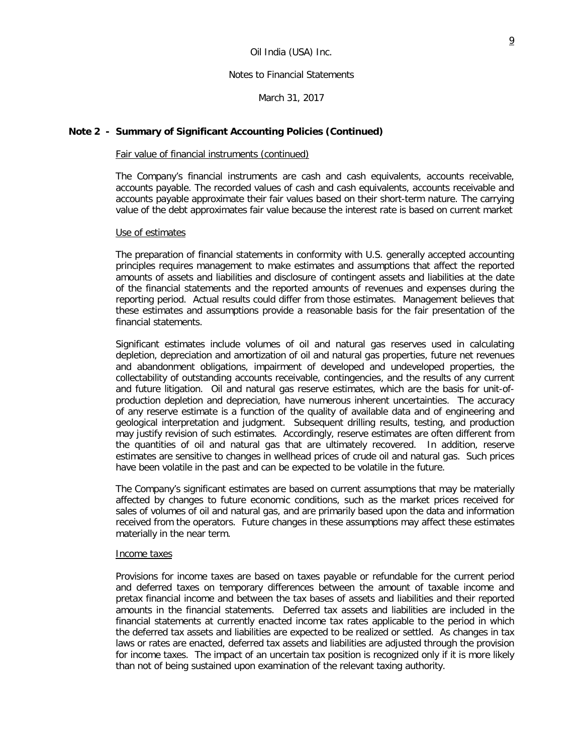## Note 2 - Summary of Significant Accounting Policies (Continued)

Fair value of financial instruments (continued)

The Company's financial instruments are cash and cash equivalents, accounts receivable, accounts payable. The recorded values of cash and cash equivalents, accounts receivable and accounts payable approximate their fair values based on their short-term nature. The carrying value of the debt approximates fair value because the interest rate is based on current market

Use of estimates

The preparation of financial statements in conformity with U.S. generally accepted accounting principles requires management to make estimates and assumptions that affect the reported amounts of assets and liabilities and disclosure of contingent assets and liabilities at the date of the financial statements and the reported amounts of revenues and expenses during the reporting period. Actual results could differ from those estimates. Management believes that these estimates and assumptions provide a reasonable basis for the fair presentation of the financial statements.

Significant estimates include volumes of oil and natural gas reserves used in calculating depletion, depreciation and amortization of oil and natural gas properties, future net revenues and abandonment obligations, impairment of developed and undeveloped properties, the collectability of outstanding accounts receivable, contingencies, and the results of any current and future litigation. Oil and natural gas reserve estimates, which are the basis for unit-of-production depletion and depreciation, have numerous inherent uncertainties. The accuracy of any reserve estimate is a function of the quality of available data and of engineering and geological interpretation and judgment. Subsequent drilling results, testing, and production may justify revision of such estimates. Accordingly, reserve estimates are often different from the quantities of oil and natural gas that are ultimately recovered. In addition, reserve estimates are sensitive to changes in wellhead prices of crude oil and natural gas. Such prices have been volatile in the past and can be expected to be volatile in the future.

The Company's significant estimates are based on current assumptions that may be materially affected by changes to future economic conditions, such as the market prices received for sales of volumes of oil and natural gas, and are primarily based upon the data and information received from the operators. Future changes in these assumptions may affect these estimates materially in the near term.

Income taxes

Provisions for income taxes are based on taxes payable or refundable for the current period and deferred taxes on temporary differences between the amount of taxable income and pretax financial income and between the tax bases of assets and liabilities and their reported amounts in the financial statements. Deferred tax assets and liabilities are included in the financial statements at currently enacted income tax rates applicable to the period in which the deferred tax assets and liabilities are expected to be realized or settled. As changes in tax laws or rates are enacted, deferred tax assets and liabilities are adjusted through the provision for income taxes. The impact of an uncertain tax position is recognized only if it is more likely than not of being sustained upon examination of the relevant taxing authority.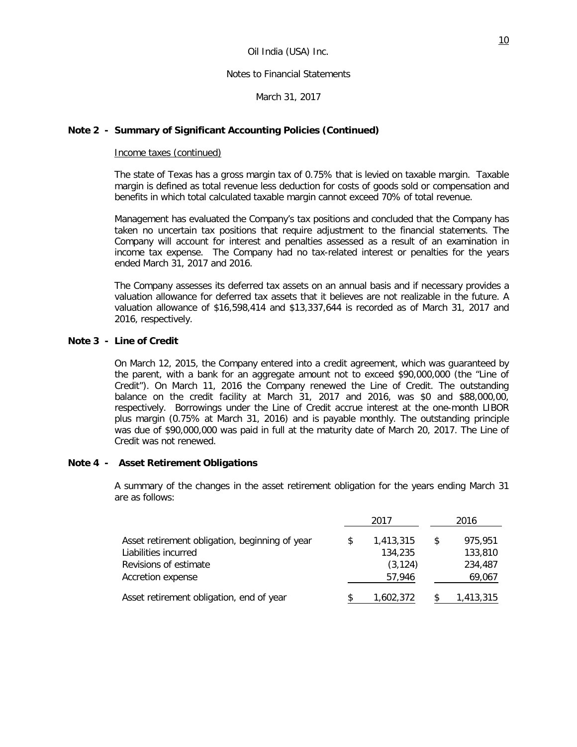Oil India (USA) Inc.

Notes to Financial Statements

March 31, 2017

## Note 2 - Summary of Significant Accounting Policies (Continued)

Income taxes (continued)

The state of Texas has a gross margin tax of 0.75% that is levied on taxable margin. Taxable margin is defined as total revenue less deduction for costs of goods sold or compensation and benefits in which total calculated taxable margin cannot exceed 70% of total revenue.

Management has evaluated the Company's tax positions and concluded that the Company has taken no uncertain tax positions that require adjustment to the financial statements. The Company will account for interest and penalties assessed as a result of an examination in income tax expense. The Company had no tax-related interest or penalties for the years ended March 31, 2017 and 2016.

The Company assesses its deferred tax assets on an annual basis and if necessary provides a valuation allowance for deferred tax assets that it believes are not realizable in the future. A valuation allowance of $16,598,414 and $13,337,644 is recorded as of March 31, 2017 and 2016, respectively.

## Note 3 - Line of Credit

On March 12, 2015, the Company entered into a credit agreement, which was guaranteed by the parent, with a bank for an aggregate amount not to exceed $90,000,000 (the "Line of Credit"). On March 11, 2016 the Company renewed the Line of Credit. The outstanding balance on the credit facility at March 31, 2017 and 2016, was $0 and $88,000,00, respectively. Borrowings under the Line of Credit accrue interest at the one-month LIBOR plus margin (0.75% at March 31, 2016) and is payable monthly. The outstanding principle was due of $90,000,000 was paid in full at the maturity date of March 20, 2017. The Line of Credit was not renewed.

## Note 4 - Asset Retirement Obligations

A summary of the changes in the asset retirement obligation for the years ending March 31 are as follows:

| | 2017 | 2016 |
|---|---|---|
| Asset retirement obligation, beginning of year | $ 1,413,315 | $ 975,951 |
| Liabilities incurred | 134,235 | 133,810 |
| Revisions of estimate | (3,124) | 234,487 |
| Accretion expense | 57,946 | 69,067 |
| Asset retirement obligation, end of year | $ 1,602,372 | $ 1,413,315 |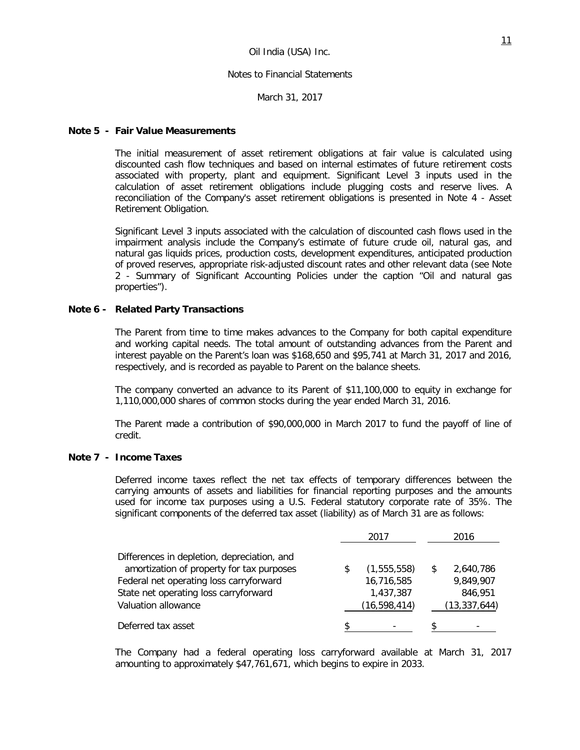Oil India (USA) Inc.

Notes to Financial Statements

March 31, 2017

## Note 5 - Fair Value Measurements

The initial measurement of asset retirement obligations at fair value is calculated using discounted cash flow techniques and based on internal estimates of future retirement costs associated with property, plant and equipment. Significant Level 3 inputs used in the calculation of asset retirement obligations include plugging costs and reserve lives. A reconciliation of the Company's asset retirement obligations is presented in Note 4 - Asset Retirement Obligation.

Significant Level 3 inputs associated with the calculation of discounted cash flows used in the impairment analysis include the Company's estimate of future crude oil, natural gas, and natural gas liquids prices, production costs, development expenditures, anticipated production of proved reserves, appropriate risk-adjusted discount rates and other relevant data (see Note 2 - Summary of Significant Accounting Policies under the caption "Oil and natural gas properties").

## Note 6 - Related Party Transactions

The Parent from time to time makes advances to the Company for both capital expenditure and working capital needs. The total amount of outstanding advances from the Parent and interest payable on the Parent's loan was $168,650 and $95,741 at March 31, 2017 and 2016, respectively, and is recorded as payable to Parent on the balance sheets.

The company converted an advance to its Parent of $11,100,000 to equity in exchange for 1,110,000,000 shares of common stocks during the year ended March 31, 2016.

The Parent made a contribution of $90,000,000 in March 2017 to fund the payoff of line of credit.

## Note 7 - Income Taxes

Deferred income taxes reflect the net tax effects of temporary differences between the carrying amounts of assets and liabilities for financial reporting purposes and the amounts used for income tax purposes using a U.S. Federal statutory corporate rate of 35%. The significant components of the deferred tax asset (liability) as of March 31 are as follows:

| | 2017 | 2016 |
|---|---|---|
| Differences in depletion, depreciation, and amortization of property for tax purposes | $ (1,555,558) | $ 2,640,786 |
| Federal net operating loss carryforward | 16,716,585 | 9,849,907 |
| State net operating loss carryforward | 1,437,387 | 846,951 |
| Valuation allowance | (16,598,414) | (13,337,644) |
| Deferred tax asset | $ - | $ - |

The Company had a federal operating loss carryforward available at March 31, 2017 amounting to approximately $47,761,671, which begins to expire in 2033.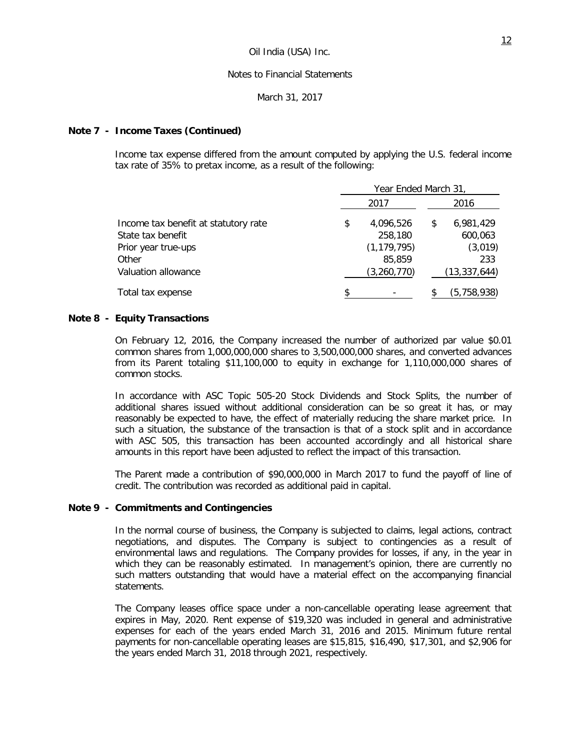Oil India (USA) Inc.

Notes to Financial Statements

March 31, 2017

### Note 7 - Income Taxes (Continued)

Income tax expense differed from the amount computed by applying the U.S. federal income tax rate of 35% to pretax income, as a result of the following:

| | Year Ended March 31, | |
|---|---|---|
| | 2017 | 2016 |
| Income tax benefit at statutory rate | $ 4,096,526 | $ 6,981,429 |
| State tax benefit | 258,180 | 600,063 |
| Prior year true-ups | (1,179,795) | (3,019) |
| Other | 85,859 | 233 |
| Valuation allowance | (3,260,770) | (13,337,644) |
| Total tax expense | $ - | $ (5,758,938) |

### Note 8 - Equity Transactions

On February 12, 2016, the Company increased the number of authorized par value $0.01 common shares from 1,000,000,000 shares to 3,500,000,000 shares, and converted advances from its Parent totaling $11,100,000 to equity in exchange for 1,110,000,000 shares of common stocks.

In accordance with ASC Topic 505-20 Stock Dividends and Stock Splits, the number of additional shares issued without additional consideration can be so great it has, or may reasonably be expected to have, the effect of materially reducing the share market price. In such a situation, the substance of the transaction is that of a stock split and in accordance with ASC 505, this transaction has been accounted accordingly and all historical share amounts in this report have been adjusted to reflect the impact of this transaction.

The Parent made a contribution of $90,000,000 in March 2017 to fund the payoff of line of credit. The contribution was recorded as additional paid in capital.

### Note 9 - Commitments and Contingencies

In the normal course of business, the Company is subjected to claims, legal actions, contract negotiations, and disputes. The Company is subject to contingencies as a result of environmental laws and regulations. The Company provides for losses, if any, in the year in which they can be reasonably estimated. In management's opinion, there are currently no such matters outstanding that would have a material effect on the accompanying financial statements.

The Company leases office space under a non-cancellable operating lease agreement that expires in May, 2020. Rent expense of $19,320 was included in general and administrative expenses for each of the years ended March 31, 2016 and 2015. Minimum future rental payments for non-cancellable operating leases are $15,815, $16,490, $17,301, and $2,906 for the years ended March 31, 2018 through 2021, respectively.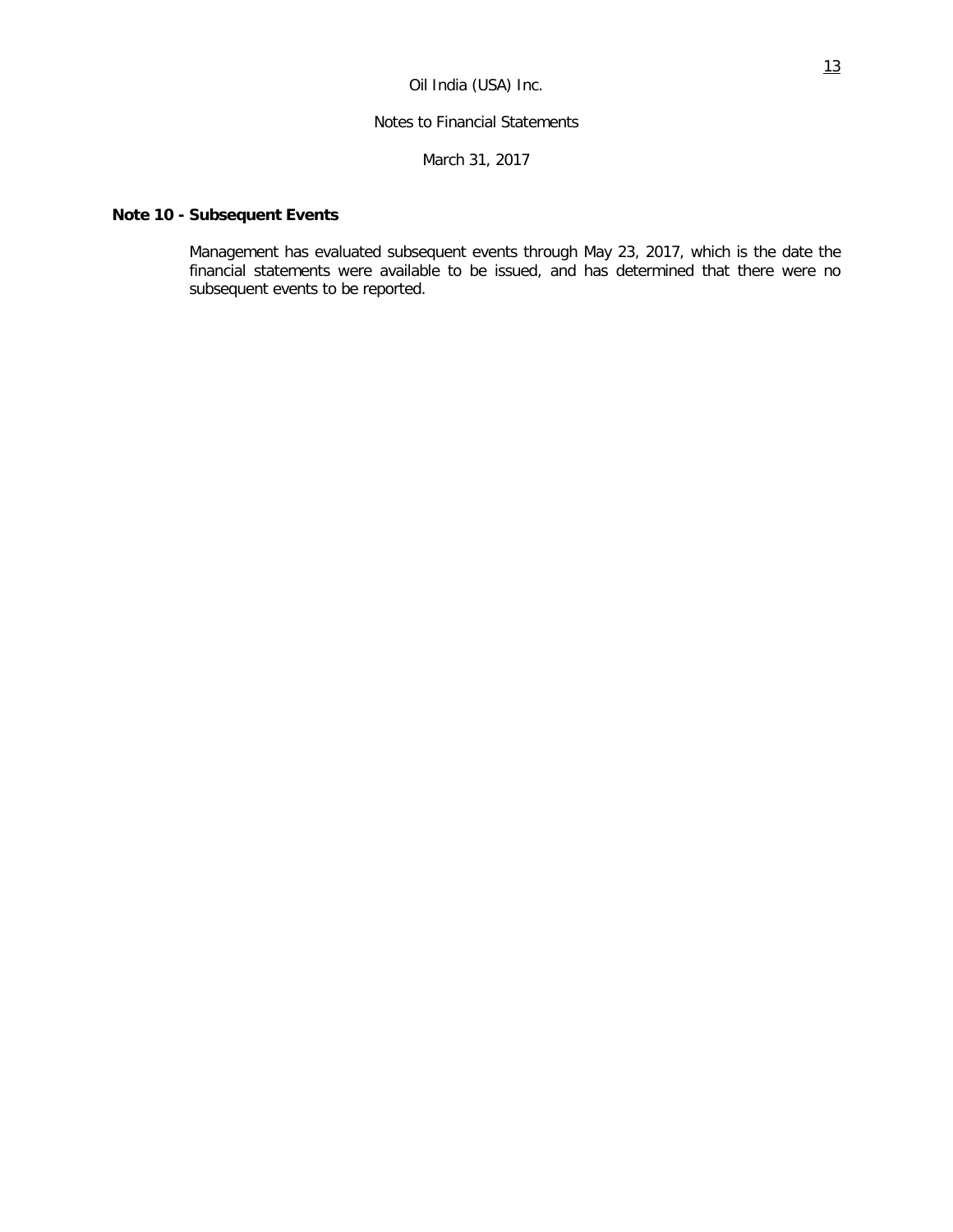## Note 10 - Subsequent Events

Management has evaluated subsequent events through May 23, 2017, which is the date the financial statements were available to be issued, and has determined that there were no subsequent events to be reported.